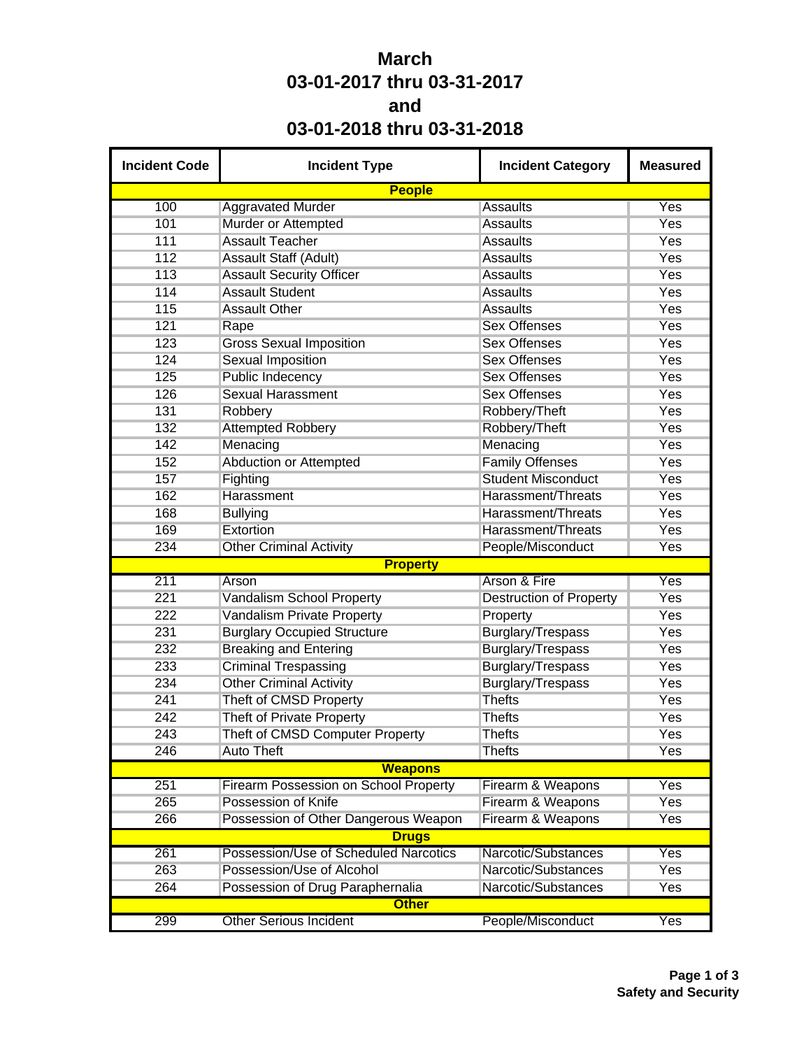# March
# 03-01-2017 thru 03-31-2017
# and
# 03-01-2018 thru 03-31-2018

| Incident Code | Incident Type | Incident Category | Measured |
|---|---|---|---|
| **People** | | | |
| 100 | Aggravated Murder | Assaults | Yes |
| 101 | Murder or Attempted | Assaults | Yes |
| 111 | Assault Teacher | Assaults | Yes |
| 112 | Assault Staff (Adult) | Assaults | Yes |
| 113 | Assault Security Officer | Assaults | Yes |
| 114 | Assault Student | Assaults | Yes |
| 115 | Assault Other | Assaults | Yes |
| 121 | Rape | Sex Offenses | Yes |
| 123 | Gross Sexual Imposition | Sex Offenses | Yes |
| 124 | Sexual Imposition | Sex Offenses | Yes |
| 125 | Public Indecency | Sex Offenses | Yes |
| 126 | Sexual Harassment | Sex Offenses | Yes |
| 131 | Robbery | Robbery/Theft | Yes |
| 132 | Attempted Robbery | Robbery/Theft | Yes |
| 142 | Menacing | Menacing | Yes |
| 152 | Abduction or Attempted | Family Offenses | Yes |
| 157 | Fighting | Student Misconduct | Yes |
| 162 | Harassment | Harassment/Threats | Yes |
| 168 | Bullying | Harassment/Threats | Yes |
| 169 | Extortion | Harassment/Threats | Yes |
| 234 | Other Criminal Activity | People/Misconduct | Yes |
| **Property** | | | |
| 211 | Arson | Arson & Fire | Yes |
| 221 | Vandalism School Property | Destruction of Property | Yes |
| 222 | Vandalism Private Property | Property | Yes |
| 231 | Burglary Occupied Structure | Burglary/Trespass | Yes |
| 232 | Breaking and Entering | Burglary/Trespass | Yes |
| 233 | Criminal Trespassing | Burglary/Trespass | Yes |
| 234 | Other Criminal Activity | Burglary/Trespass | Yes |
| 241 | Theft of CMSD Property | Thefts | Yes |
| 242 | Theft of Private Property | Thefts | Yes |
| 243 | Theft of CMSD Computer Property | Thefts | Yes |
| 246 | Auto Theft | Thefts | Yes |
| **Weapons** | | | |
| 251 | Firearm Possession on School Property | Firearm & Weapons | Yes |
| 265 | Possession of Knife | Firearm & Weapons | Yes |
| 266 | Possession of Other Dangerous Weapon | Firearm & Weapons | Yes |
| **Drugs** | | | |
| 261 | Possession/Use of Scheduled Narcotics | Narcotic/Substances | Yes |
| 263 | Possession/Use of Alcohol | Narcotic/Substances | Yes |
| 264 | Possession of Drug Paraphernalia | Narcotic/Substances | Yes |
| **Other** | | | |
| 299 | Other Serious Incident | People/Misconduct | Yes |

**Safety and Security**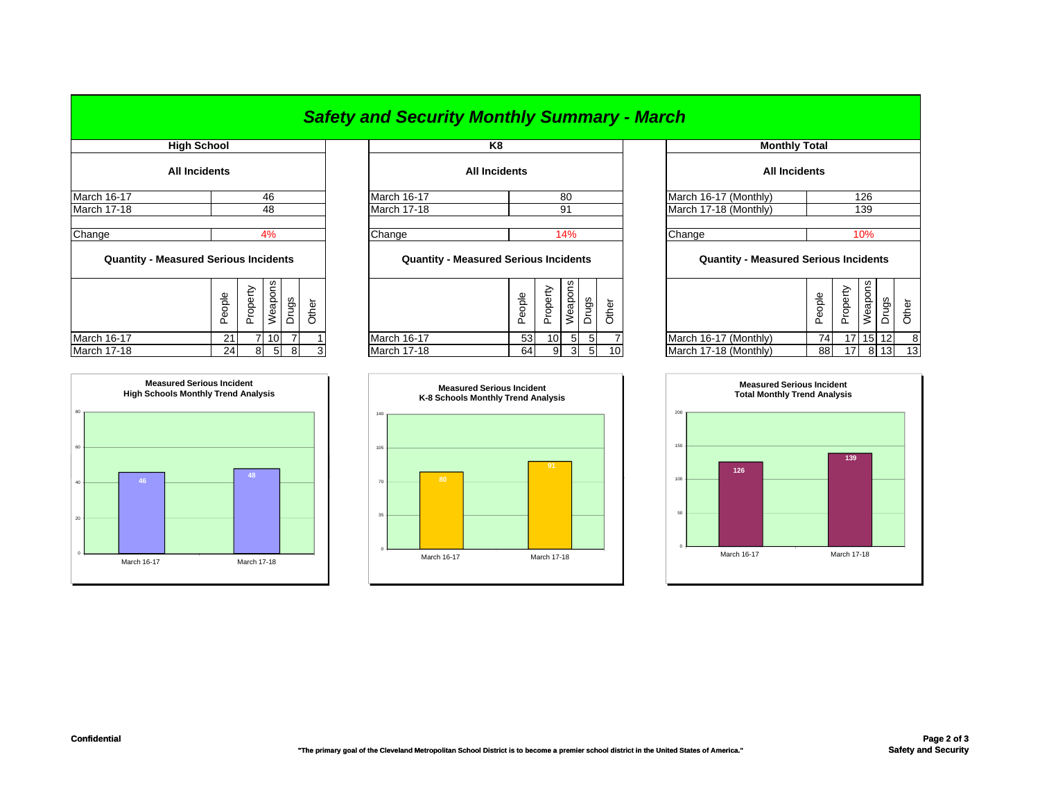# Safety and Security Monthly Summary - March

## High School

**All Incidents**

| | |
|---|---|
| March 16-17 | 46 |
| March 17-18 | 48 |
| Change | 4% |

**Quantity - Measured Serious Incidents**

| | People | Property | Weapons | Drugs | Other |
|---|---|---|---|---|---|
| March 16-17 | 21 | 7 | 10 | 7 | 1 |
| March 17-18 | 24 | 8 | 5 | 8 | 3 |

## K8

**All Incidents**

| | |
|---|---|
| March 16-17 | 80 |
| March 17-18 | 91 |
| Change | 14% |

**Quantity - Measured Serious Incidents**

| | People | Property | Weapons | Drugs | Other |
|---|---|---|---|---|---|
| March 16-17 | 53 | 10 | 5 | 5 | 7 |
| March 17-18 | 64 | 9 | 3 | 5 | 10 |

## Monthly Total

**All Incidents**

| | |
|---|---|
| March 16-17 (Monthly) | 126 |
| March 17-18 (Monthly) | 139 |
| Change | 10% |

**Quantity - Measured Serious Incidents**

| | People | Property | Weapons | Drugs | Other |
|---|---|---|---|---|---|
| March 16-17 (Monthly) | 74 | 17 | 15 | 12 | 8 |
| March 17-18 (Monthly) | 88 | 17 | 8 | 13 | 13 |

**Measured Serious Incident High Schools Monthly Trend Analysis**

| | Incidents |
|---|---|
| March 16-17 | 46 |
| March 17-18 | 48 |

**Measured Serious Incident K-8 Schools Monthly Trend Analysis**

| | Incidents |
|---|---|
| March 16-17 | 80 |
| March 17-18 | 91 |

**Measured Serious Incident Total Monthly Trend Analysis**

| | Incidents |
|---|---|
| March 16-17 | 126 |
| March 17-18 | 139 |

**Confidential**

**"The primary goal of the Cleveland Metropolitan School District is to become a premier school district in the United States of America."**

**Safety and Security**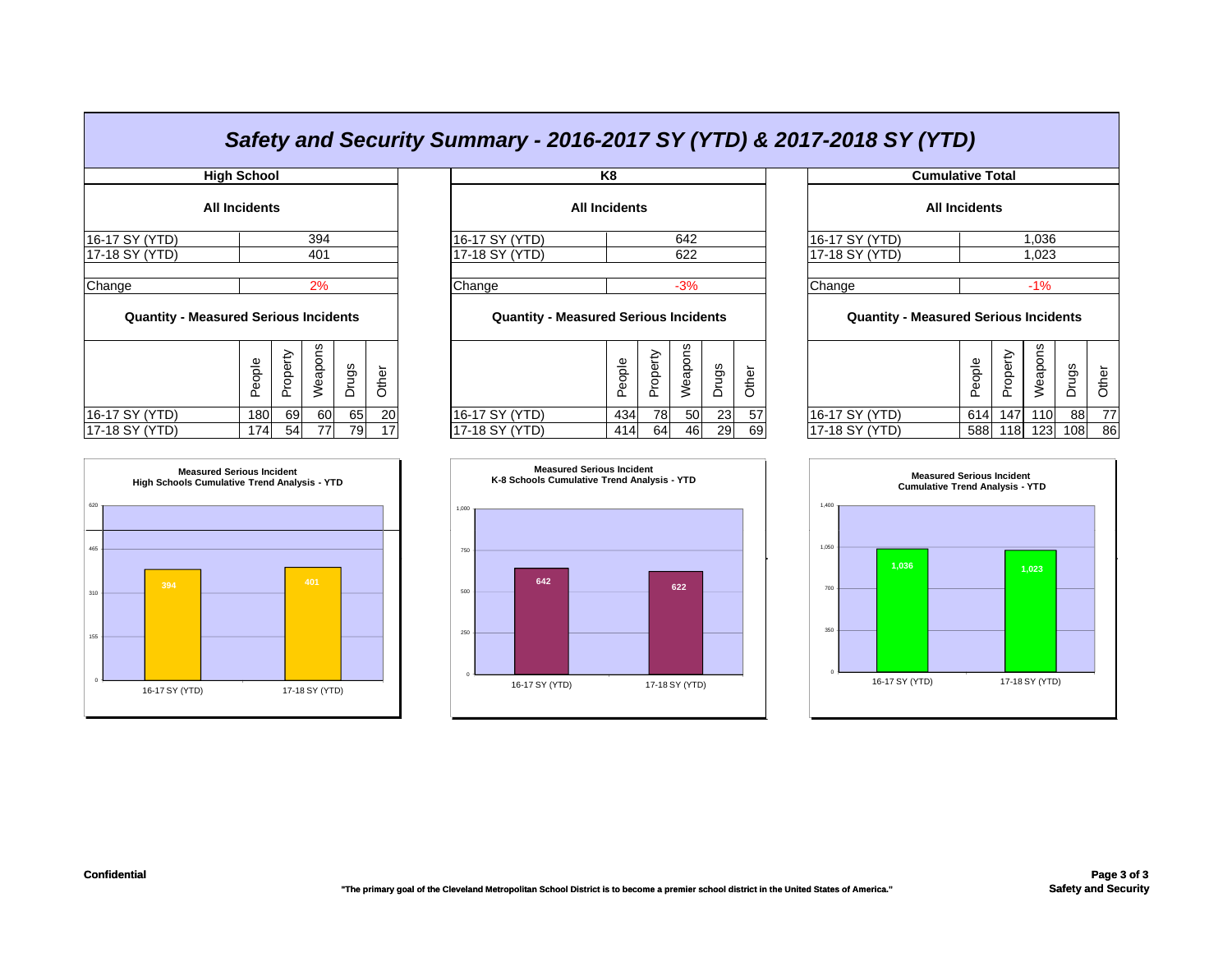# Safety and Security Summary - 2016-2017 SY (YTD) & 2017-2018 SY (YTD)

## High School

### All Incidents

| | |
|---|---|
| 16-17 SY (YTD) | 394 |
| 17-18 SY (YTD) | 401 |
| Change | 2% |

### Quantity - Measured Serious Incidents

| | People | Property | Weapons | Drugs | Other |
|---|---|---|---|---|---|
| 16-17 SY (YTD) | 180 | 69 | 60 | 65 | 20 |
| 17-18 SY (YTD) | 174 | 54 | 77 | 79 | 17 |

**Measured Serious Incident**
**High Schools Cumulative Trend Analysis - YTD**

620
465
310
155
0
394
401
16-17 SY (YTD)
17-18 SY (YTD)

## K8

### All Incidents

| | |
|---|---|
| 16-17 SY (YTD) | 642 |
| 17-18 SY (YTD) | 622 |
| Change | -3% |

### Quantity - Measured Serious Incidents

| | People | Property | Weapons | Drugs | Other |
|---|---|---|---|---|---|
| 16-17 SY (YTD) | 434 | 78 | 50 | 23 | 57 |
| 17-18 SY (YTD) | 414 | 64 | 46 | 29 | 69 |

**Measured Serious Incident**
**K-8 Schools Cumulative Trend Analysis - YTD**

1,000
750
500
250
0
642
622
16-17 SY (YTD)
17-18 SY (YTD)

## Cumulative Total

### All Incidents

| | |
|---|---|
| 16-17 SY (YTD) | 1,036 |
| 17-18 SY (YTD) | 1,023 |
| Change | -1% |

### Quantity - Measured Serious Incidents

| | People | Property | Weapons | Drugs | Other |
|---|---|---|---|---|---|
| 16-17 SY (YTD) | 614 | 147 | 110 | 88 | 77 |
| 17-18 SY (YTD) | 588 | 118 | 123 | 108 | 86 |

**Measured Serious Incident**
**Cumulative Trend Analysis - YTD**

1,400
1,050
700
350
0
1,036
1,023
16-17 SY (YTD)
17-18 SY (YTD)

**Confidential**

**"The primary goal of the Cleveland Metropolitan School District is to become a premier school district in the United States of America."**

**Safety and Security**